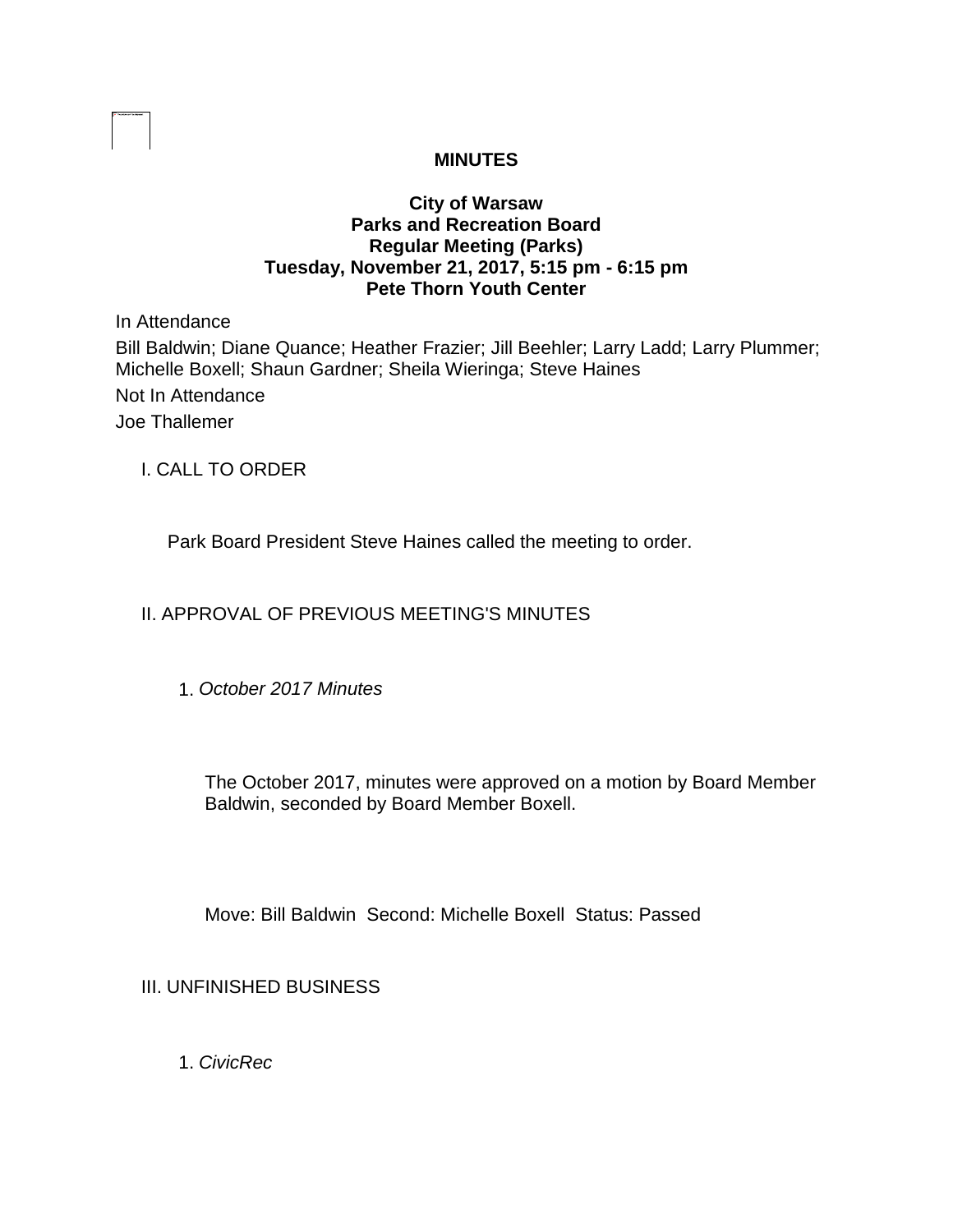**MINUTES**

**City of Warsaw**
**Parks and Recreation Board**
**Regular Meeting (Parks)**
**Tuesday, November 21, 2017, 5:15 pm - 6:15 pm**
**Pete Thorn Youth Center**

In Attendance

Bill Baldwin; Diane Quance; Heather Frazier; Jill Beehler; Larry Ladd; Larry Plummer; Michelle Boxell; Shaun Gardner; Sheila Wieringa; Steve Haines

Not In Attendance

Joe Thallemer

I. CALL TO ORDER

Park Board President Steve Haines called the meeting to order.

II. APPROVAL OF PREVIOUS MEETING'S MINUTES

1. *October 2017 Minutes*

The October 2017, minutes were approved on a motion by Board Member Baldwin, seconded by Board Member Boxell.

Move: Bill Baldwin  Second: Michelle Boxell  Status: Passed

III. UNFINISHED BUSINESS

1. *CivicRec*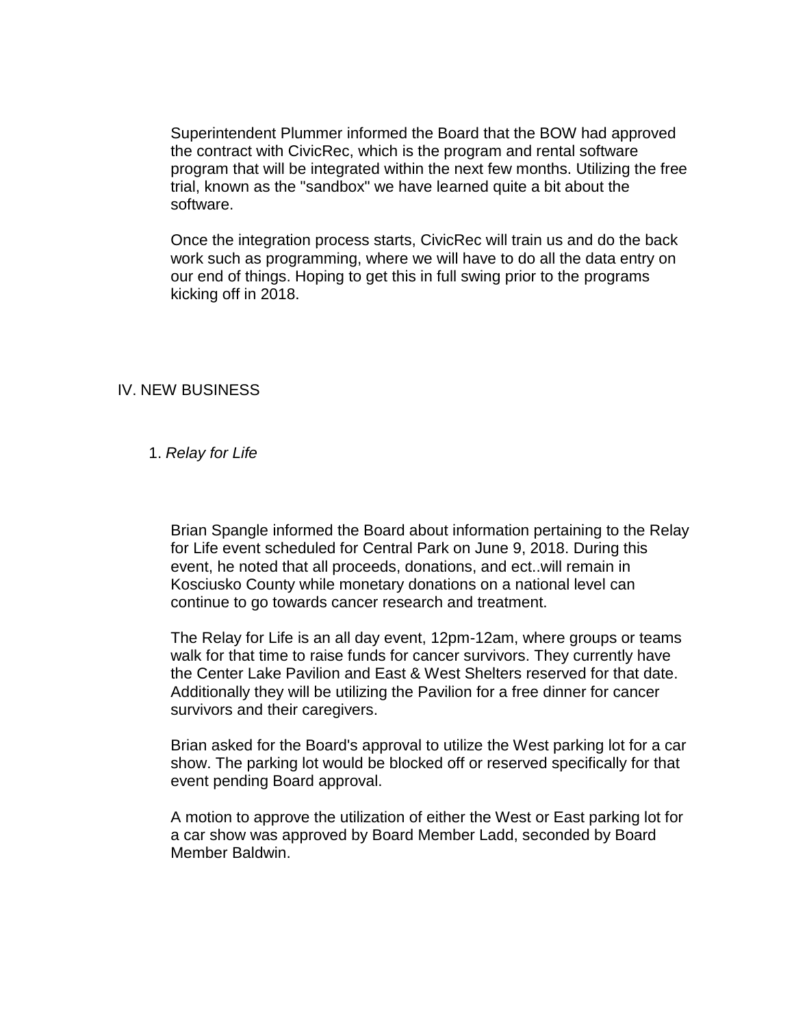Superintendent Plummer informed the Board that the BOW had approved the contract with CivicRec, which is the program and rental software program that will be integrated within the next few months. Utilizing the free trial, known as the "sandbox" we have learned quite a bit about the software.

Once the integration process starts, CivicRec will train us and do the back work such as programming, where we will have to do all the data entry on our end of things. Hoping to get this in full swing prior to the programs kicking off in 2018.

## IV. NEW BUSINESS

1. *Relay for Life*

Brian Spangle informed the Board about information pertaining to the Relay for Life event scheduled for Central Park on June 9, 2018. During this event, he noted that all proceeds, donations, and ect..will remain in Kosciusko County while monetary donations on a national level can continue to go towards cancer research and treatment.

The Relay for Life is an all day event, 12pm-12am, where groups or teams walk for that time to raise funds for cancer survivors. They currently have the Center Lake Pavilion and East & West Shelters reserved for that date. Additionally they will be utilizing the Pavilion for a free dinner for cancer survivors and their caregivers.

Brian asked for the Board's approval to utilize the West parking lot for a car show. The parking lot would be blocked off or reserved specifically for that event pending Board approval.

A motion to approve the utilization of either the West or East parking lot for a car show was approved by Board Member Ladd, seconded by Board Member Baldwin.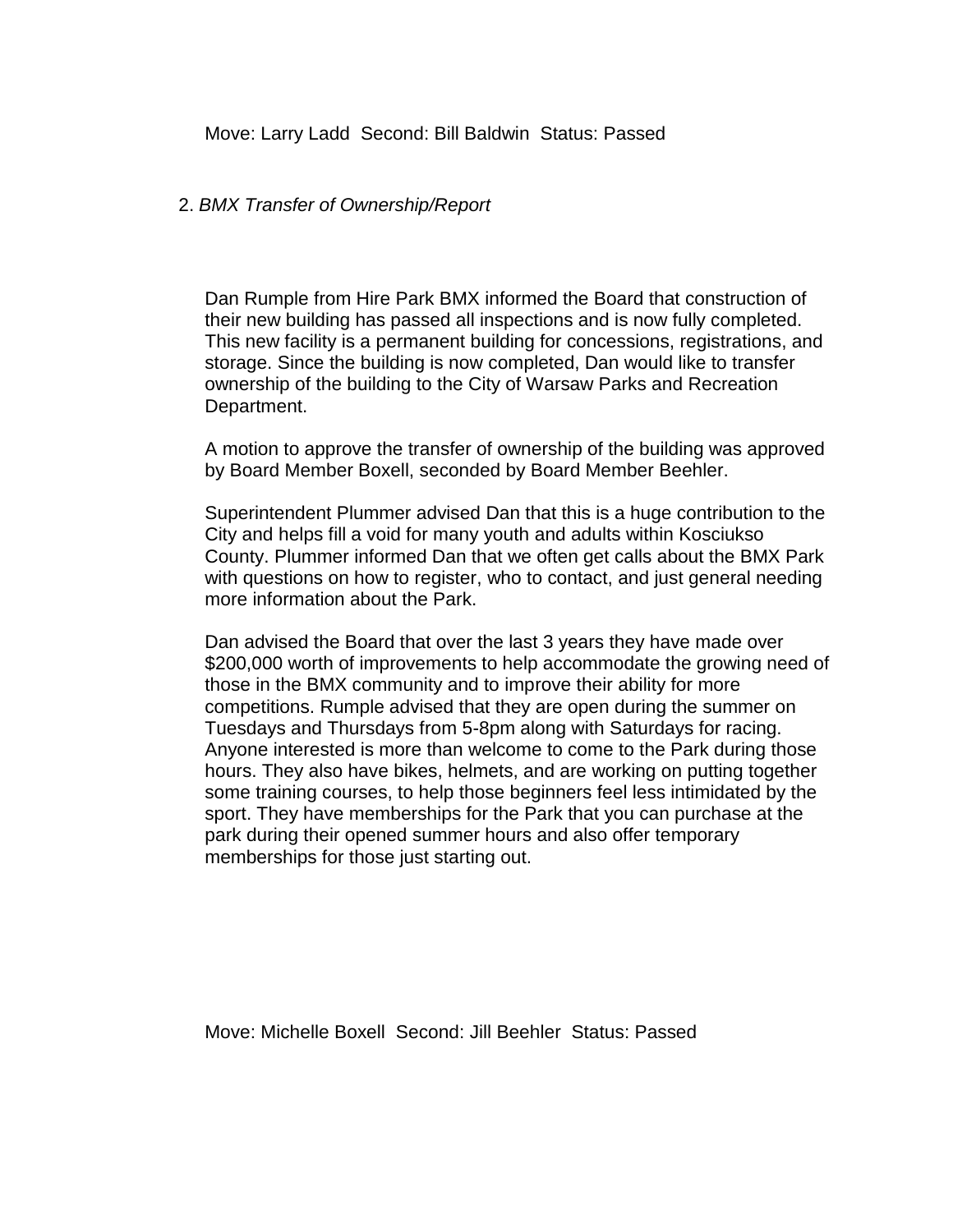Move: Larry Ladd Second: Bill Baldwin Status: Passed

2. *BMX Transfer of Ownership/Report*

Dan Rumple from Hire Park BMX informed the Board that construction of their new building has passed all inspections and is now fully completed. This new facility is a permanent building for concessions, registrations, and storage. Since the building is now completed, Dan would like to transfer ownership of the building to the City of Warsaw Parks and Recreation Department.

A motion to approve the transfer of ownership of the building was approved by Board Member Boxell, seconded by Board Member Beehler.

Superintendent Plummer advised Dan that this is a huge contribution to the City and helps fill a void for many youth and adults within Kosciukso County. Plummer informed Dan that we often get calls about the BMX Park with questions on how to register, who to contact, and just general needing more information about the Park.

Dan advised the Board that over the last 3 years they have made over $200,000 worth of improvements to help accommodate the growing need of those in the BMX community and to improve their ability for more competitions. Rumple advised that they are open during the summer on Tuesdays and Thursdays from 5-8pm along with Saturdays for racing. Anyone interested is more than welcome to come to the Park during those hours. They also have bikes, helmets, and are working on putting together some training courses, to help those beginners feel less intimidated by the sport. They have memberships for the Park that you can purchase at the park during their opened summer hours and also offer temporary memberships for those just starting out.

Move: Michelle Boxell Second: Jill Beehler Status: Passed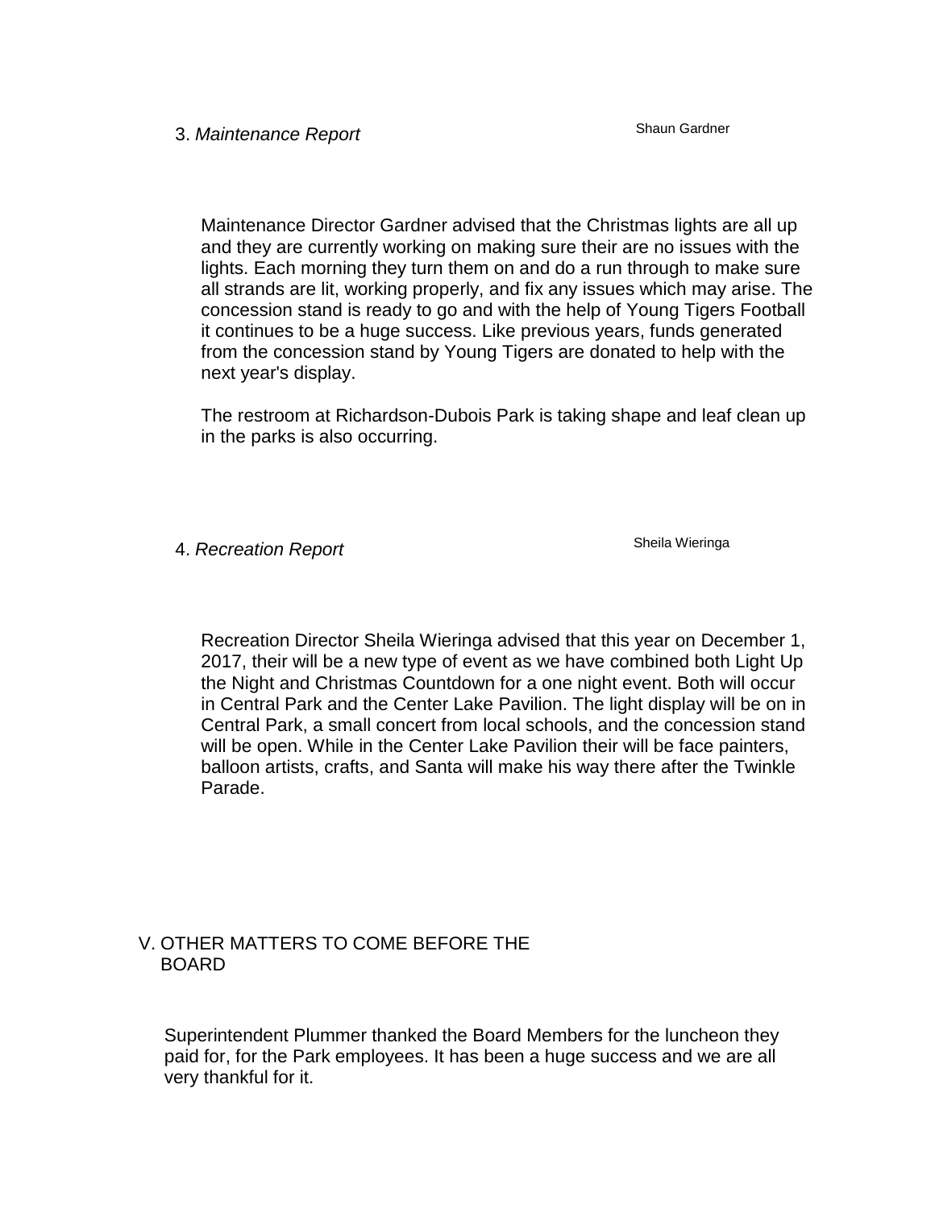3. *Maintenance Report*

Shaun Gardner

Maintenance Director Gardner advised that the Christmas lights are all up and they are currently working on making sure their are no issues with the lights. Each morning they turn them on and do a run through to make sure all strands are lit, working properly, and fix any issues which may arise. The concession stand is ready to go and with the help of Young Tigers Football it continues to be a huge success. Like previous years, funds generated from the concession stand by Young Tigers are donated to help with the next year's display.

The restroom at Richardson-Dubois Park is taking shape and leaf clean up in the parks is also occurring.

4. *Recreation Report*

Sheila Wieringa

Recreation Director Sheila Wieringa advised that this year on December 1, 2017, their will be a new type of event as we have combined both Light Up the Night and Christmas Countdown for a one night event. Both will occur in Central Park and the Center Lake Pavilion. The light display will be on in Central Park, a small concert from local schools, and the concession stand will be open. While in the Center Lake Pavilion their will be face painters, balloon artists, crafts, and Santa will make his way there after the Twinkle Parade.

V. OTHER MATTERS TO COME BEFORE THE BOARD

Superintendent Plummer thanked the Board Members for the luncheon they paid for, for the Park employees. It has been a huge success and we are all very thankful for it.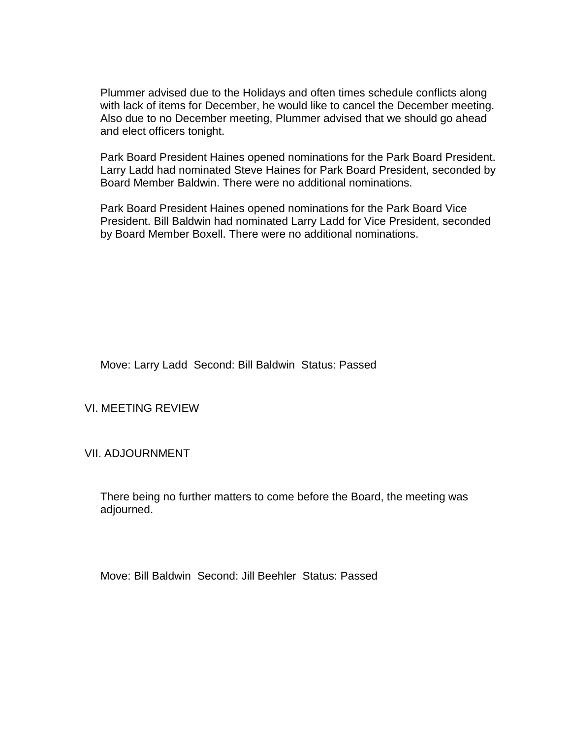Plummer advised due to the Holidays and often times schedule conflicts along with lack of items for December, he would like to cancel the December meeting. Also due to no December meeting, Plummer advised that we should go ahead and elect officers tonight.

Park Board President Haines opened nominations for the Park Board President. Larry Ladd had nominated Steve Haines for Park Board President, seconded by Board Member Baldwin. There were no additional nominations.

Park Board President Haines opened nominations for the Park Board Vice President. Bill Baldwin had nominated Larry Ladd for Vice President, seconded by Board Member Boxell. There were no additional nominations.

Move: Larry Ladd Second: Bill Baldwin Status: Passed

## VI. MEETING REVIEW

## VII. ADJOURNMENT

There being no further matters to come before the Board, the meeting was adjourned.

Move: Bill Baldwin Second: Jill Beehler Status: Passed